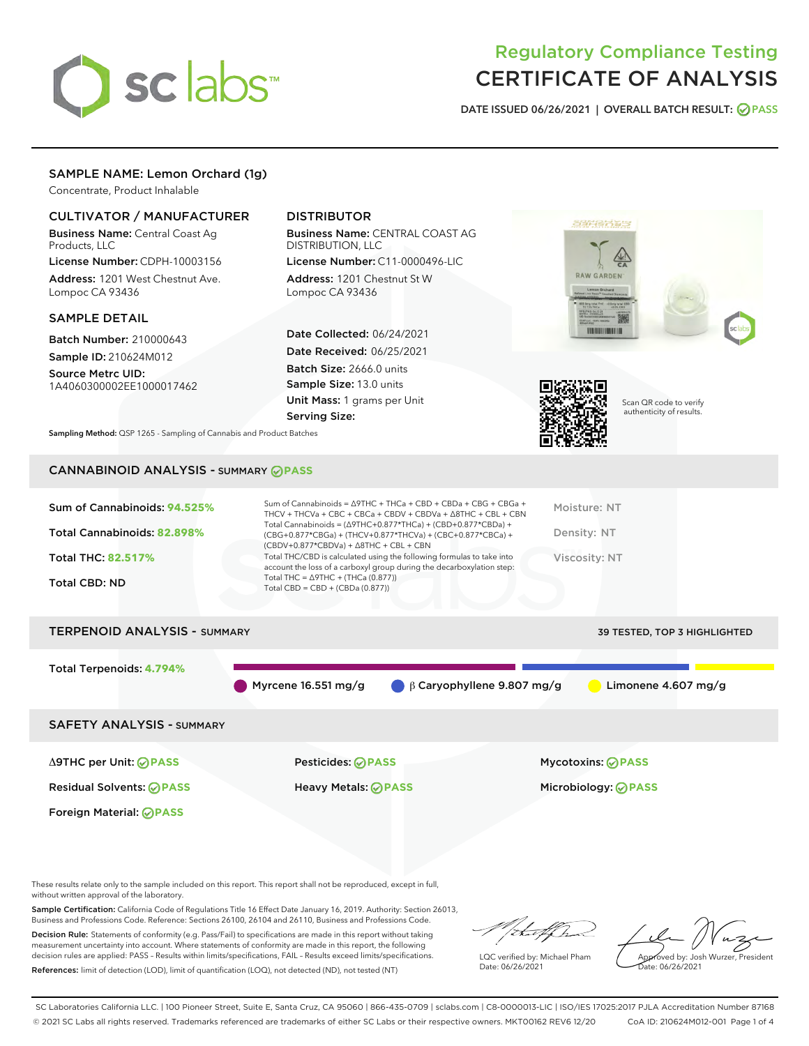# Regulatory Compliance Testing
# CERTIFICATE OF ANALYSIS

DATE ISSUED 06/26/2021 | OVERALL BATCH RESULT: PASS

## SAMPLE NAME: Lemon Orchard (1g)

Concentrate, Product Inhalable

### CULTIVATOR / MANUFACTURER

**Business Name:** Central Coast Ag Products, LLC

**License Number:** CDPH-10003156

**Address:** 1201 West Chestnut Ave. Lompoc CA 93436

### DISTRIBUTOR

**Business Name:** CENTRAL COAST AG DISTRIBUTION, LLC

**License Number:** C11-0000496-LIC

**Address:** 1201 Chestnut St W Lompoc CA 93436

### SAMPLE DETAIL

**Batch Number:** 210000643

**Sample ID:** 210624M012

**Source Metrc UID:** 1A4060300002EE1000017462

**Date Collected:** 06/24/2021

**Date Received:** 06/25/2021

**Batch Size:** 2666.0 units

**Sample Size:** 13.0 units

**Unit Mass:** 1 grams per Unit

**Serving Size:**

Scan QR code to verify authenticity of results.

**Sampling Method:** QSP 1265 - Sampling of Cannabis and Product Batches

## CANNABINOID ANALYSIS - SUMMARY PASS

**Sum of Cannabinoids: 94.525%**

**Total Cannabinoids: 82.898%**

**Total THC: 82.517%**

**Total CBD: ND**

Sum of Cannabinoids = Δ9THC + THCa + CBD + CBDa + CBG + CBGa + THCV + THCVa + CBC + CBCa + CBDV + CBDVa + Δ8THC + CBL + CBN

Total Cannabinoids = (Δ9THC+0.877*THCa) + (CBD+0.877*CBDa) + (CBG+0.877*CBGa) + (THCV+0.877*THCVa) + (CBC+0.877*CBCa) + (CBDV+0.877*CBDVa) + Δ8THC + CBL + CBN

Total THC/CBD is calculated using the following formulas to take into account the loss of a carboxyl group during the decarboxylation step:
Total THC = Δ9THC + (THCa (0.877))
Total CBD = CBD + (CBDa (0.877))

Moisture: NT

Density: NT

Viscosity: NT

## TERPENOID ANALYSIS - SUMMARY

39 TESTED, TOP 3 HIGHLIGHTED

**Total Terpenoids: 4.794%**

- Myrcene 16.551 mg/g
- β Caryophyllene 9.807 mg/g
- Limonene 4.607 mg/g

## SAFETY ANALYSIS - SUMMARY

| | | |
|---|---|---|
| Δ9THC per Unit: PASS | Pesticides: PASS | Mycotoxins: PASS |
| Residual Solvents: PASS | Heavy Metals: PASS | Microbiology: PASS |
| Foreign Material: PASS | | |

These results relate only to the sample included on this report. This report shall not be reproduced, except in full, without written approval of the laboratory.

**Sample Certification:** California Code of Regulations Title 16 Effect Date January 16, 2019. Authority: Section 26013, Business and Professions Code. Reference: Sections 26100, 26104 and 26110, Business and Professions Code.

**Decision Rule:** Statements of conformity (e.g. Pass/Fail) to specifications are made in this report without taking measurement uncertainty into account. Where statements of conformity are made in this report, the following decision rules are applied: PASS - Results within limits/specifications, FAIL - Results exceed limits/specifications.

**References:** limit of detection (LOD), limit of quantification (LOQ), not detected (ND), not tested (NT)

LQC verified by: Michael Pham
Date: 06/26/2021

Approved by: Josh Wurzer, President
Date: 06/26/2021

SC Laboratories California LLC. | 100 Pioneer Street, Suite E, Santa Cruz, CA 95060 | 866-435-0709 | sclabs.com | C8-0000013-LIC | ISO/IES 17025:2017 PJLA Accreditation Number 87168
© 2021 SC Labs all rights reserved. Trademarks referenced are trademarks of either SC Labs or their respective owners. MKT00162 REV6 12/20 CoA ID: 210624M012-001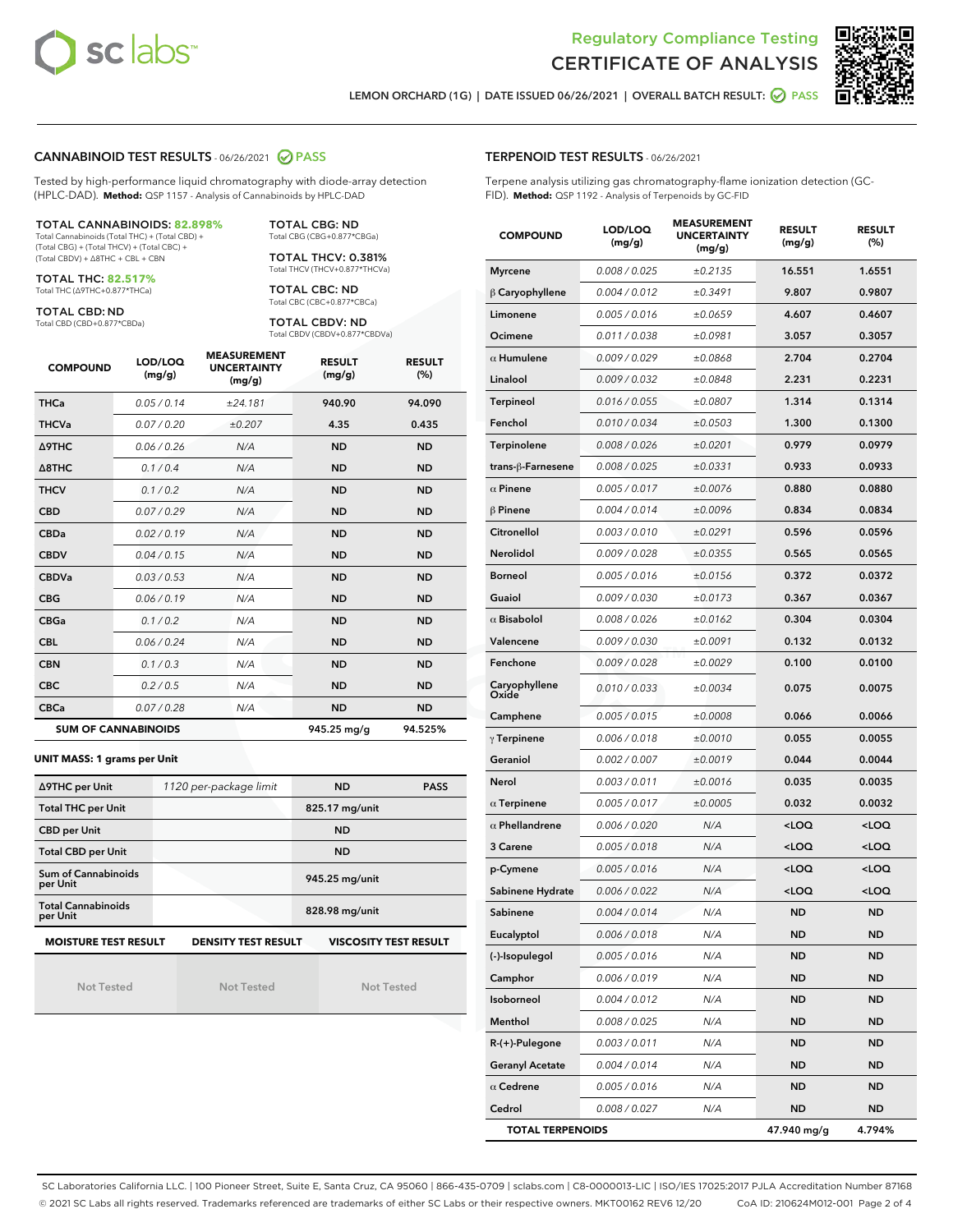Regulatory Compliance Testing
CERTIFICATE OF ANALYSIS

LEMON ORCHARD (1G) | DATE ISSUED 06/26/2021 | OVERALL BATCH RESULT: PASS

## CANNABINOID TEST RESULTS - 06/26/2021 PASS

Tested by high-performance liquid chromatography with diode-array detection (HPLC-DAD). **Method:** QSP 1157 - Analysis of Cannabinoids by HPLC-DAD

**TOTAL CANNABINOIDS: 82.898%**
Total Cannabinoids (Total THC) + (Total CBD) + (Total CBG) + (Total THCV) + (Total CBC) + (Total CBDV) + Δ8THC + CBL + CBN

**TOTAL THC: 82.517%**
Total THC (Δ9THC+0.877*THCa)

**TOTAL CBD: ND**
Total CBD (CBD+0.877*CBDa)

**TOTAL CBG: ND**
Total CBG (CBG+0.877*CBGa)

**TOTAL THCV: 0.381%**
Total THCV (THCV+0.877*THCVa)

**TOTAL CBC: ND**
Total CBC (CBC+0.877*CBCa)

**TOTAL CBDV: ND**
Total CBDV (CBDV+0.877*CBDVa)

| COMPOUND | LOD/LOQ (mg/g) | MEASUREMENT UNCERTAINTY (mg/g) | RESULT (mg/g) | RESULT (%) |
|---|---|---|---|---|
| THCa | 0.05 / 0.14 | ±24.181 | 940.90 | 94.090 |
| THCVa | 0.07 / 0.20 | ±0.207 | 4.35 | 0.435 |
| Δ9THC | 0.06 / 0.26 | N/A | ND | ND |
| Δ8THC | 0.1 / 0.4 | N/A | ND | ND |
| THCV | 0.1 / 0.2 | N/A | ND | ND |
| CBD | 0.07 / 0.29 | N/A | ND | ND |
| CBDa | 0.02 / 0.19 | N/A | ND | ND |
| CBDV | 0.04 / 0.15 | N/A | ND | ND |
| CBDVa | 0.03 / 0.53 | N/A | ND | ND |
| CBG | 0.06 / 0.19 | N/A | ND | ND |
| CBGa | 0.1 / 0.2 | N/A | ND | ND |
| CBL | 0.06 / 0.24 | N/A | ND | ND |
| CBN | 0.1 / 0.3 | N/A | ND | ND |
| CBC | 0.2 / 0.5 | N/A | ND | ND |
| CBCa | 0.07 / 0.28 | N/A | ND | ND |
| **SUM OF CANNABINOIDS** | | | 945.25 mg/g | 94.525% |

**UNIT MASS: 1 grams per Unit**

| | | | |
|---|---|---|---|
| Δ9THC per Unit | 1120 per-package limit | ND | PASS |
| Total THC per Unit | | 825.17 mg/unit | |
| CBD per Unit | | ND | |
| Total CBD per Unit | | ND | |
| Sum of Cannabinoids per Unit | | 945.25 mg/unit | |
| Total Cannabinoids per Unit | | 828.98 mg/unit | |

| MOISTURE TEST RESULT | DENSITY TEST RESULT | VISCOSITY TEST RESULT |
|---|---|---|
| Not Tested | Not Tested | Not Tested |

## TERPENOID TEST RESULTS - 06/26/2021

Terpene analysis utilizing gas chromatography-flame ionization detection (GC-FID). **Method:** QSP 1192 - Analysis of Terpenoids by GC-FID

| COMPOUND | LOD/LOQ (mg/g) | MEASUREMENT UNCERTAINTY (mg/g) | RESULT (mg/g) | RESULT (%) |
|---|---|---|---|---|
| Myrcene | 0.008 / 0.025 | ±0.2135 | 16.551 | 1.6551 |
| β Caryophyllene | 0.004 / 0.012 | ±0.3491 | 9.807 | 0.9807 |
| Limonene | 0.005 / 0.016 | ±0.0659 | 4.607 | 0.4607 |
| Ocimene | 0.011 / 0.038 | ±0.0981 | 3.057 | 0.3057 |
| α Humulene | 0.009 / 0.029 | ±0.0868 | 2.704 | 0.2704 |
| Linalool | 0.009 / 0.032 | ±0.0848 | 2.231 | 0.2231 |
| Terpineol | 0.016 / 0.055 | ±0.0807 | 1.314 | 0.1314 |
| Fenchol | 0.010 / 0.034 | ±0.0503 | 1.300 | 0.1300 |
| Terpinolene | 0.008 / 0.026 | ±0.0201 | 0.979 | 0.0979 |
| trans-β-Farnesene | 0.008 / 0.025 | ±0.0331 | 0.933 | 0.0933 |
| α Pinene | 0.005 / 0.017 | ±0.0076 | 0.880 | 0.0880 |
| β Pinene | 0.004 / 0.014 | ±0.0096 | 0.834 | 0.0834 |
| Citronellol | 0.003 / 0.010 | ±0.0291 | 0.596 | 0.0596 |
| Nerolidol | 0.009 / 0.028 | ±0.0355 | 0.565 | 0.0565 |
| Borneol | 0.005 / 0.016 | ±0.0156 | 0.372 | 0.0372 |
| Guaiol | 0.009 / 0.030 | ±0.0173 | 0.367 | 0.0367 |
| α Bisabolol | 0.008 / 0.026 | ±0.0162 | 0.304 | 0.0304 |
| Valencene | 0.009 / 0.030 | ±0.0091 | 0.132 | 0.0132 |
| Fenchone | 0.009 / 0.028 | ±0.0029 | 0.100 | 0.0100 |
| Caryophyllene Oxide | 0.010 / 0.033 | ±0.0034 | 0.075 | 0.0075 |
| Camphene | 0.005 / 0.015 | ±0.0008 | 0.066 | 0.0066 |
| γ Terpinene | 0.006 / 0.018 | ±0.0010 | 0.055 | 0.0055 |
| Geraniol | 0.002 / 0.007 | ±0.0019 | 0.044 | 0.0044 |
| Nerol | 0.003 / 0.011 | ±0.0016 | 0.035 | 0.0035 |
| α Terpinene | 0.005 / 0.017 | ±0.0005 | 0.032 | 0.0032 |
| α Phellandrene | 0.006 / 0.020 | N/A | <LOQ | <LOQ |
| 3 Carene | 0.005 / 0.018 | N/A | <LOQ | <LOQ |
| p-Cymene | 0.005 / 0.016 | N/A | <LOQ | <LOQ |
| Sabinene Hydrate | 0.006 / 0.022 | N/A | <LOQ | <LOQ |
| Sabinene | 0.004 / 0.014 | N/A | ND | ND |
| Eucalyptol | 0.006 / 0.018 | N/A | ND | ND |
| (-)-Isopulegol | 0.005 / 0.016 | N/A | ND | ND |
| Camphor | 0.006 / 0.019 | N/A | ND | ND |
| Isoborneol | 0.004 / 0.012 | N/A | ND | ND |
| Menthol | 0.008 / 0.025 | N/A | ND | ND |
| R-(+)-Pulegone | 0.003 / 0.011 | N/A | ND | ND |
| Geranyl Acetate | 0.004 / 0.014 | N/A | ND | ND |
| α Cedrene | 0.005 / 0.016 | N/A | ND | ND |
| Cedrol | 0.008 / 0.027 | N/A | ND | ND |
| **TOTAL TERPENOIDS** | | | 47.940 mg/g | 4.794% |

SC Laboratories California LLC. | 100 Pioneer Street, Suite E, Santa Cruz, CA 95060 | 866-435-0709 | sclabs.com | C8-0000013-LIC | ISO/IES 17025:2017 PJLA Accreditation Number 87168
© 2021 SC Labs all rights reserved. Trademarks referenced are trademarks of either SC Labs or their respective owners. MKT00162 REV6 12/20 CoA ID: 210624M012-001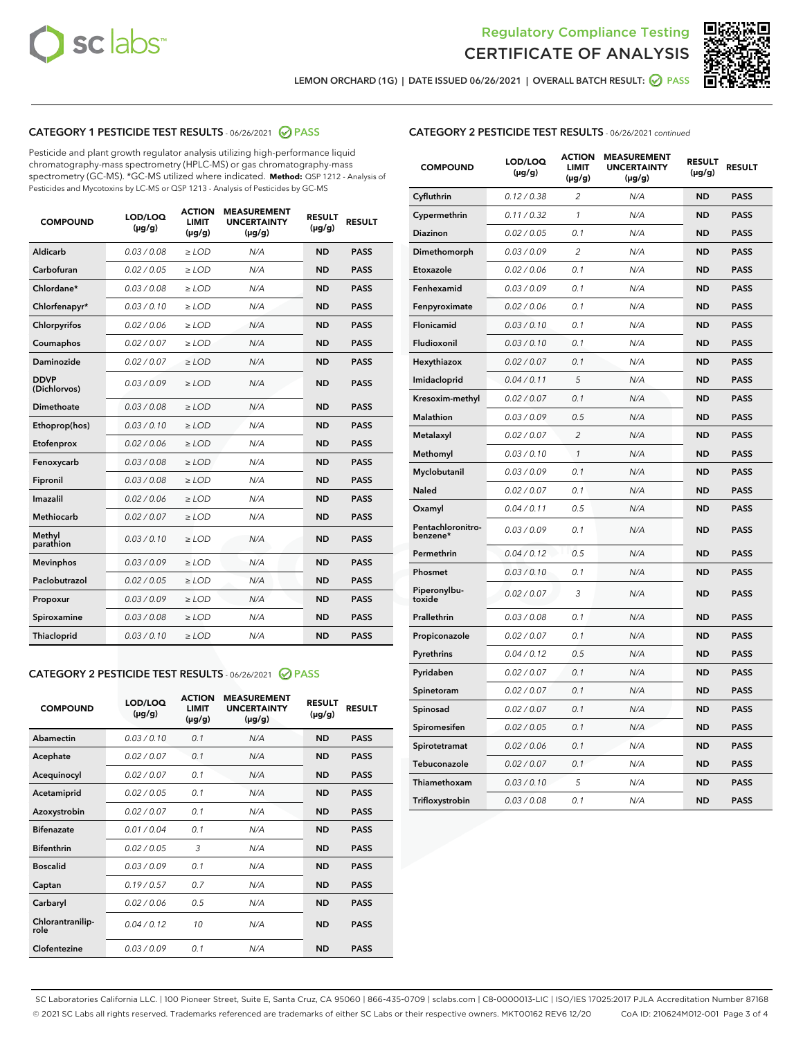Regulatory Compliance Testing
CERTIFICATE OF ANALYSIS

LEMON ORCHARD (1G) | DATE ISSUED 06/26/2021 | OVERALL BATCH RESULT: PASS

## CATEGORY 1 PESTICIDE TEST RESULTS - 06/26/2021 PASS

Pesticide and plant growth regulator analysis utilizing high-performance liquid chromatography-mass spectrometry (HPLC-MS) or gas chromatography-mass spectrometry (GC-MS). *GC-MS utilized where indicated. **Method:** QSP 1212 - Analysis of Pesticides and Mycotoxins by LC-MS or QSP 1213 - Analysis of Pesticides by GC-MS

| COMPOUND | LOD/LOQ (µg/g) | ACTION LIMIT (µg/g) | MEASUREMENT UNCERTAINTY (µg/g) | RESULT (µg/g) | RESULT |
|---|---|---|---|---|---|
| Aldicarb | 0.03 / 0.08 | ≥ LOD | N/A | ND | PASS |
| Carbofuran | 0.02 / 0.05 | ≥ LOD | N/A | ND | PASS |
| Chlordane* | 0.03 / 0.08 | ≥ LOD | N/A | ND | PASS |
| Chlorfenapyr* | 0.03 / 0.10 | ≥ LOD | N/A | ND | PASS |
| Chlorpyrifos | 0.02 / 0.06 | ≥ LOD | N/A | ND | PASS |
| Coumaphos | 0.02 / 0.07 | ≥ LOD | N/A | ND | PASS |
| Daminozide | 0.02 / 0.07 | ≥ LOD | N/A | ND | PASS |
| DDVP (Dichlorvos) | 0.03 / 0.09 | ≥ LOD | N/A | ND | PASS |
| Dimethoate | 0.03 / 0.08 | ≥ LOD | N/A | ND | PASS |
| Ethoprop(hos) | 0.03 / 0.10 | ≥ LOD | N/A | ND | PASS |
| Etofenprox | 0.02 / 0.06 | ≥ LOD | N/A | ND | PASS |
| Fenoxycarb | 0.03 / 0.08 | ≥ LOD | N/A | ND | PASS |
| Fipronil | 0.03 / 0.08 | ≥ LOD | N/A | ND | PASS |
| Imazalil | 0.02 / 0.06 | ≥ LOD | N/A | ND | PASS |
| Methiocarb | 0.02 / 0.07 | ≥ LOD | N/A | ND | PASS |
| Methyl parathion | 0.03 / 0.10 | ≥ LOD | N/A | ND | PASS |
| Mevinphos | 0.03 / 0.09 | ≥ LOD | N/A | ND | PASS |
| Paclobutrazol | 0.02 / 0.05 | ≥ LOD | N/A | ND | PASS |
| Propoxur | 0.03 / 0.09 | ≥ LOD | N/A | ND | PASS |
| Spiroxamine | 0.03 / 0.08 | ≥ LOD | N/A | ND | PASS |
| Thiacloprid | 0.03 / 0.10 | ≥ LOD | N/A | ND | PASS |

## CATEGORY 2 PESTICIDE TEST RESULTS - 06/26/2021 PASS

| COMPOUND | LOD/LOQ (µg/g) | ACTION LIMIT (µg/g) | MEASUREMENT UNCERTAINTY (µg/g) | RESULT (µg/g) | RESULT |
|---|---|---|---|---|---|
| Abamectin | 0.03 / 0.10 | 0.1 | N/A | ND | PASS |
| Acephate | 0.02 / 0.07 | 0.1 | N/A | ND | PASS |
| Acequinocyl | 0.02 / 0.07 | 0.1 | N/A | ND | PASS |
| Acetamiprid | 0.02 / 0.05 | 0.1 | N/A | ND | PASS |
| Azoxystrobin | 0.02 / 0.07 | 0.1 | N/A | ND | PASS |
| Bifenazate | 0.01 / 0.04 | 0.1 | N/A | ND | PASS |
| Bifenthrin | 0.02 / 0.05 | 3 | N/A | ND | PASS |
| Boscalid | 0.03 / 0.09 | 0.1 | N/A | ND | PASS |
| Captan | 0.19 / 0.57 | 0.7 | N/A | ND | PASS |
| Carbaryl | 0.02 / 0.06 | 0.5 | N/A | ND | PASS |
| Chlorantraniliprole | 0.04 / 0.12 | 10 | N/A | ND | PASS |
| Clofentezine | 0.03 / 0.09 | 0.1 | N/A | ND | PASS |
| Cyfluthrin | 0.12 / 0.38 | 2 | N/A | ND | PASS |
| Cypermethrin | 0.11 / 0.32 | 1 | N/A | ND | PASS |
| Diazinon | 0.02 / 0.05 | 0.1 | N/A | ND | PASS |
| Dimethomorph | 0.03 / 0.09 | 2 | N/A | ND | PASS |
| Etoxazole | 0.02 / 0.06 | 0.1 | N/A | ND | PASS |
| Fenhexamid | 0.03 / 0.09 | 0.1 | N/A | ND | PASS |
| Fenpyroximate | 0.02 / 0.06 | 0.1 | N/A | ND | PASS |
| Flonicamid | 0.03 / 0.10 | 0.1 | N/A | ND | PASS |
| Fludioxonil | 0.03 / 0.10 | 0.1 | N/A | ND | PASS |
| Hexythiazox | 0.02 / 0.07 | 0.1 | N/A | ND | PASS |
| Imidacloprid | 0.04 / 0.11 | 5 | N/A | ND | PASS |
| Kresoxim-methyl | 0.02 / 0.07 | 0.1 | N/A | ND | PASS |
| Malathion | 0.03 / 0.09 | 0.5 | N/A | ND | PASS |
| Metalaxyl | 0.02 / 0.07 | 2 | N/A | ND | PASS |
| Methomyl | 0.03 / 0.10 | 1 | N/A | ND | PASS |
| Myclobutanil | 0.03 / 0.09 | 0.1 | N/A | ND | PASS |
| Naled | 0.02 / 0.07 | 0.1 | N/A | ND | PASS |
| Oxamyl | 0.04 / 0.11 | 0.5 | N/A | ND | PASS |
| Pentachloronitrobenzene* | 0.03 / 0.09 | 0.1 | N/A | ND | PASS |
| Permethrin | 0.04 / 0.12 | 0.5 | N/A | ND | PASS |
| Phosmet | 0.03 / 0.10 | 0.1 | N/A | ND | PASS |
| Piperonylbutoxide | 0.02 / 0.07 | 3 | N/A | ND | PASS |
| Prallethrin | 0.03 / 0.08 | 0.1 | N/A | ND | PASS |
| Propiconazole | 0.02 / 0.07 | 0.1 | N/A | ND | PASS |
| Pyrethrins | 0.04 / 0.12 | 0.5 | N/A | ND | PASS |
| Pyridaben | 0.02 / 0.07 | 0.1 | N/A | ND | PASS |
| Spinetoram | 0.02 / 0.07 | 0.1 | N/A | ND | PASS |
| Spinosad | 0.02 / 0.07 | 0.1 | N/A | ND | PASS |
| Spiromesifen | 0.02 / 0.05 | 0.1 | N/A | ND | PASS |
| Spirotetramat | 0.02 / 0.06 | 0.1 | N/A | ND | PASS |
| Tebuconazole | 0.02 / 0.07 | 0.1 | N/A | ND | PASS |
| Thiamethoxam | 0.03 / 0.10 | 5 | N/A | ND | PASS |
| Trifloxystrobin | 0.03 / 0.08 | 0.1 | N/A | ND | PASS |

SC Laboratories California LLC. | 100 Pioneer Street, Suite E, Santa Cruz, CA 95060 | 866-435-0709 | sclabs.com | C8-0000013-LIC | ISO/IES 17025:2017 PJLA Accreditation Number 87168
© 2021 SC Labs all rights reserved. Trademarks referenced are trademarks of either SC Labs or their respective owners. MKT00162 REV6 12/20 CoA ID: 210624M012-001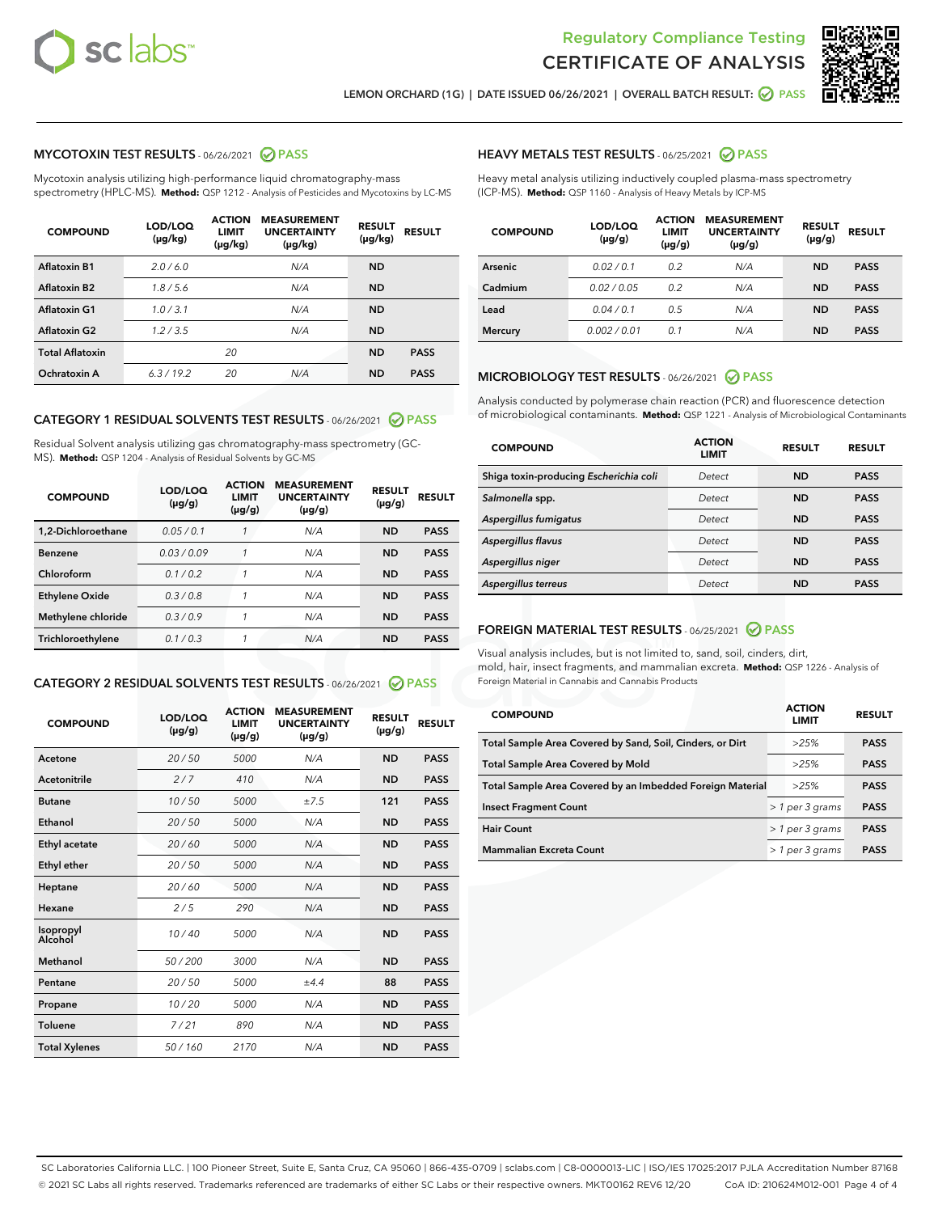# Regulatory Compliance Testing
# CERTIFICATE OF ANALYSIS

LEMON ORCHARD (1G) | DATE ISSUED 06/26/2021 | OVERALL BATCH RESULT: PASS

## MYCOTOXIN TEST RESULTS - 06/26/2021 PASS

Mycotoxin analysis utilizing high-performance liquid chromatography-mass spectrometry (HPLC-MS). **Method:** QSP 1212 - Analysis of Pesticides and Mycotoxins by LC-MS

| COMPOUND | LOD/LOQ (µg/kg) | ACTION LIMIT (µg/kg) | MEASUREMENT UNCERTAINTY (µg/kg) | RESULT (µg/kg) | RESULT |
|---|---|---|---|---|---|
| Aflatoxin B1 | 2.0 / 6.0 | | N/A | ND | |
| Aflatoxin B2 | 1.8 / 5.6 | | N/A | ND | |
| Aflatoxin G1 | 1.0 / 3.1 | | N/A | ND | |
| Aflatoxin G2 | 1.2 / 3.5 | | N/A | ND | |
| Total Aflatoxin | | 20 | | ND | PASS |
| Ochratoxin A | 6.3 / 19.2 | 20 | N/A | ND | PASS |

## CATEGORY 1 RESIDUAL SOLVENTS TEST RESULTS - 06/26/2021 PASS

Residual Solvent analysis utilizing gas chromatography-mass spectrometry (GC-MS). **Method:** QSP 1204 - Analysis of Residual Solvents by GC-MS

| COMPOUND | LOD/LOQ (µg/g) | ACTION LIMIT (µg/g) | MEASUREMENT UNCERTAINTY (µg/g) | RESULT (µg/g) | RESULT |
|---|---|---|---|---|---|
| 1,2-Dichloroethane | 0.05 / 0.1 | 1 | N/A | ND | PASS |
| Benzene | 0.03 / 0.09 | 1 | N/A | ND | PASS |
| Chloroform | 0.1 / 0.2 | 1 | N/A | ND | PASS |
| Ethylene Oxide | 0.3 / 0.8 | 1 | N/A | ND | PASS |
| Methylene chloride | 0.3 / 0.9 | 1 | N/A | ND | PASS |
| Trichloroethylene | 0.1 / 0.3 | 1 | N/A | ND | PASS |

## CATEGORY 2 RESIDUAL SOLVENTS TEST RESULTS - 06/26/2021 PASS

| COMPOUND | LOD/LOQ (µg/g) | ACTION LIMIT (µg/g) | MEASUREMENT UNCERTAINTY (µg/g) | RESULT (µg/g) | RESULT |
|---|---|---|---|---|---|
| Acetone | 20 / 50 | 5000 | N/A | ND | PASS |
| Acetonitrile | 2 / 7 | 410 | N/A | ND | PASS |
| Butane | 10 / 50 | 5000 | ±7.5 | 121 | PASS |
| Ethanol | 20 / 50 | 5000 | N/A | ND | PASS |
| Ethyl acetate | 20 / 60 | 5000 | N/A | ND | PASS |
| Ethyl ether | 20 / 50 | 5000 | N/A | ND | PASS |
| Heptane | 20 / 60 | 5000 | N/A | ND | PASS |
| Hexane | 2 / 5 | 290 | N/A | ND | PASS |
| Isopropyl Alcohol | 10 / 40 | 5000 | N/A | ND | PASS |
| Methanol | 50 / 200 | 3000 | N/A | ND | PASS |
| Pentane | 20 / 50 | 5000 | ±4.4 | 88 | PASS |
| Propane | 10 / 20 | 5000 | N/A | ND | PASS |
| Toluene | 7 / 21 | 890 | N/A | ND | PASS |
| Total Xylenes | 50 / 160 | 2170 | N/A | ND | PASS |

## HEAVY METALS TEST RESULTS - 06/25/2021 PASS

Heavy metal analysis utilizing inductively coupled plasma-mass spectrometry (ICP-MS). **Method:** QSP 1160 - Analysis of Heavy Metals by ICP-MS

| COMPOUND | LOD/LOQ (µg/g) | ACTION LIMIT (µg/g) | MEASUREMENT UNCERTAINTY (µg/g) | RESULT (µg/g) | RESULT |
|---|---|---|---|---|---|
| Arsenic | 0.02 / 0.1 | 0.2 | N/A | ND | PASS |
| Cadmium | 0.02 / 0.05 | 0.2 | N/A | ND | PASS |
| Lead | 0.04 / 0.1 | 0.5 | N/A | ND | PASS |
| Mercury | 0.002 / 0.01 | 0.1 | N/A | ND | PASS |

## MICROBIOLOGY TEST RESULTS - 06/26/2021 PASS

Analysis conducted by polymerase chain reaction (PCR) and fluorescence detection of microbiological contaminants. **Method:** QSP 1221 - Analysis of Microbiological Contaminants

| COMPOUND | ACTION LIMIT | RESULT | RESULT |
|---|---|---|---|
| Shiga toxin-producing *Escherichia coli* | Detect | ND | PASS |
| *Salmonella* spp. | Detect | ND | PASS |
| *Aspergillus fumigatus* | Detect | ND | PASS |
| *Aspergillus flavus* | Detect | ND | PASS |
| *Aspergillus niger* | Detect | ND | PASS |
| *Aspergillus terreus* | Detect | ND | PASS |

## FOREIGN MATERIAL TEST RESULTS - 06/25/2021 PASS

Visual analysis includes, but is not limited to, sand, soil, cinders, dirt, mold, hair, insect fragments, and mammalian excreta. **Method:** QSP 1226 - Analysis of Foreign Material in Cannabis and Cannabis Products

| COMPOUND | ACTION LIMIT | RESULT |
|---|---|---|
| Total Sample Area Covered by Sand, Soil, Cinders, or Dirt | >25% | PASS |
| Total Sample Area Covered by Mold | >25% | PASS |
| Total Sample Area Covered by an Imbedded Foreign Material | >25% | PASS |
| Insect Fragment Count | > 1 per 3 grams | PASS |
| Hair Count | > 1 per 3 grams | PASS |
| Mammalian Excreta Count | > 1 per 3 grams | PASS |

SC Laboratories California LLC. | 100 Pioneer Street, Suite E, Santa Cruz, CA 95060 | 866-435-0709 | sclabs.com | C8-0000013-LIC | ISO/IES 17025:2017 PJLA Accreditation Number 87168
© 2021 SC Labs all rights reserved. Trademarks referenced are trademarks of either SC Labs or their respective owners. MKT00162 REV6 12/20 CoA ID: 210624M012-001